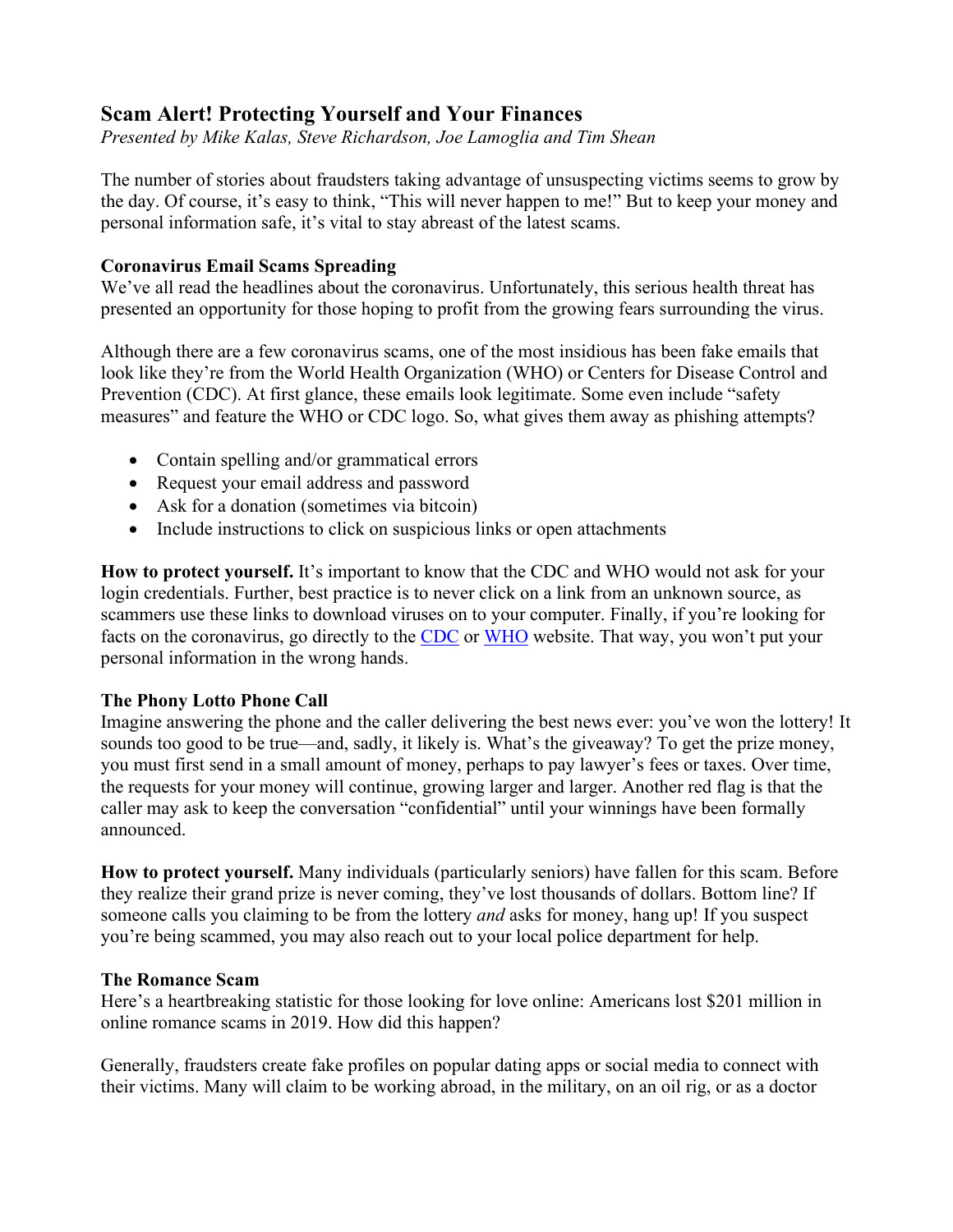# Scam Alert! Protecting Yourself and Your Finances

*Presented by Mike Kalas, Steve Richardson, Joe Lamoglia and Tim Shean*

The number of stories about fraudsters taking advantage of unsuspecting victims seems to grow by the day. Of course, it's easy to think, "This will never happen to me!" But to keep your money and personal information safe, it's vital to stay abreast of the latest scams.

### Coronavirus Email Scams Spreading

We've all read the headlines about the coronavirus. Unfortunately, this serious health threat has presented an opportunity for those hoping to profit from the growing fears surrounding the virus.

Although there are a few coronavirus scams, one of the most insidious has been fake emails that look like they're from the World Health Organization (WHO) or Centers for Disease Control and Prevention (CDC). At first glance, these emails look legitimate. Some even include "safety measures" and feature the WHO or CDC logo. So, what gives them away as phishing attempts?

- Contain spelling and/or grammatical errors
- Request your email address and password
- Ask for a donation (sometimes via bitcoin)
- Include instructions to click on suspicious links or open attachments

**How to protect yourself.** It's important to know that the CDC and WHO would not ask for your login credentials. Further, best practice is to never click on a link from an unknown source, as scammers use these links to download viruses on to your computer. Finally, if you're looking for facts on the coronavirus, go directly to the CDC or WHO website. That way, you won't put your personal information in the wrong hands.

### The Phony Lotto Phone Call

Imagine answering the phone and the caller delivering the best news ever: you've won the lottery! It sounds too good to be true—and, sadly, it likely is. What's the giveaway? To get the prize money, you must first send in a small amount of money, perhaps to pay lawyer's fees or taxes. Over time, the requests for your money will continue, growing larger and larger. Another red flag is that the caller may ask to keep the conversation "confidential" until your winnings have been formally announced.

**How to protect yourself.** Many individuals (particularly seniors) have fallen for this scam. Before they realize their grand prize is never coming, they've lost thousands of dollars. Bottom line? If someone calls you claiming to be from the lottery *and* asks for money, hang up! If you suspect you're being scammed, you may also reach out to your local police department for help.

### The Romance Scam

Here's a heartbreaking statistic for those looking for love online: Americans lost $201 million in online romance scams in 2019. How did this happen?

Generally, fraudsters create fake profiles on popular dating apps or social media to connect with their victims. Many will claim to be working abroad, in the military, on an oil rig, or as a doctor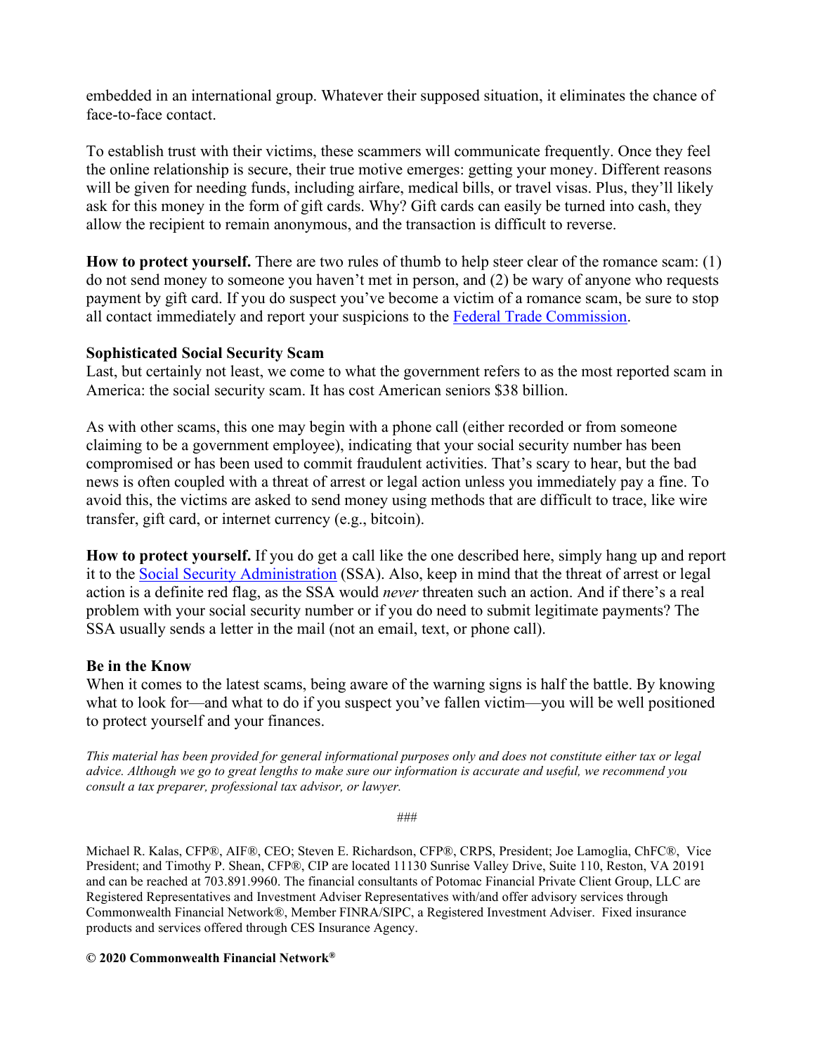embedded in an international group. Whatever their supposed situation, it eliminates the chance of face-to-face contact.

To establish trust with their victims, these scammers will communicate frequently. Once they feel the online relationship is secure, their true motive emerges: getting your money. Different reasons will be given for needing funds, including airfare, medical bills, or travel visas. Plus, they'll likely ask for this money in the form of gift cards. Why? Gift cards can easily be turned into cash, they allow the recipient to remain anonymous, and the transaction is difficult to reverse.

**How to protect yourself.** There are two rules of thumb to help steer clear of the romance scam: (1) do not send money to someone you haven't met in person, and (2) be wary of anyone who requests payment by gift card. If you do suspect you've become a victim of a romance scam, be sure to stop all contact immediately and report your suspicions to the Federal Trade Commission.

**Sophisticated Social Security Scam**

Last, but certainly not least, we come to what the government refers to as the most reported scam in America: the social security scam. It has cost American seniors $38 billion.

As with other scams, this one may begin with a phone call (either recorded or from someone claiming to be a government employee), indicating that your social security number has been compromised or has been used to commit fraudulent activities. That's scary to hear, but the bad news is often coupled with a threat of arrest or legal action unless you immediately pay a fine. To avoid this, the victims are asked to send money using methods that are difficult to trace, like wire transfer, gift card, or internet currency (e.g., bitcoin).

**How to protect yourself.** If you do get a call like the one described here, simply hang up and report it to the Social Security Administration (SSA). Also, keep in mind that the threat of arrest or legal action is a definite red flag, as the SSA would *never* threaten such an action. And if there's a real problem with your social security number or if you do need to submit legitimate payments? The SSA usually sends a letter in the mail (not an email, text, or phone call).

**Be in the Know**

When it comes to the latest scams, being aware of the warning signs is half the battle. By knowing what to look for—and what to do if you suspect you've fallen victim—you will be well positioned to protect yourself and your finances.

*This material has been provided for general informational purposes only and does not constitute either tax or legal advice. Although we go to great lengths to make sure our information is accurate and useful, we recommend you consult a tax preparer, professional tax advisor, or lawyer.*

###

Michael R. Kalas, CFP®, AIF®, CEO; Steven E. Richardson, CFP®, CRPS, President; Joe Lamoglia, ChFC®, Vice President; and Timothy P. Shean, CFP®, CIP are located 11130 Sunrise Valley Drive, Suite 110, Reston, VA 20191 and can be reached at 703.891.9960. The financial consultants of Potomac Financial Private Client Group, LLC are Registered Representatives and Investment Adviser Representatives with/and offer advisory services through Commonwealth Financial Network®, Member FINRA/SIPC, a Registered Investment Adviser. Fixed insurance products and services offered through CES Insurance Agency.

**© 2020 Commonwealth Financial Network®**